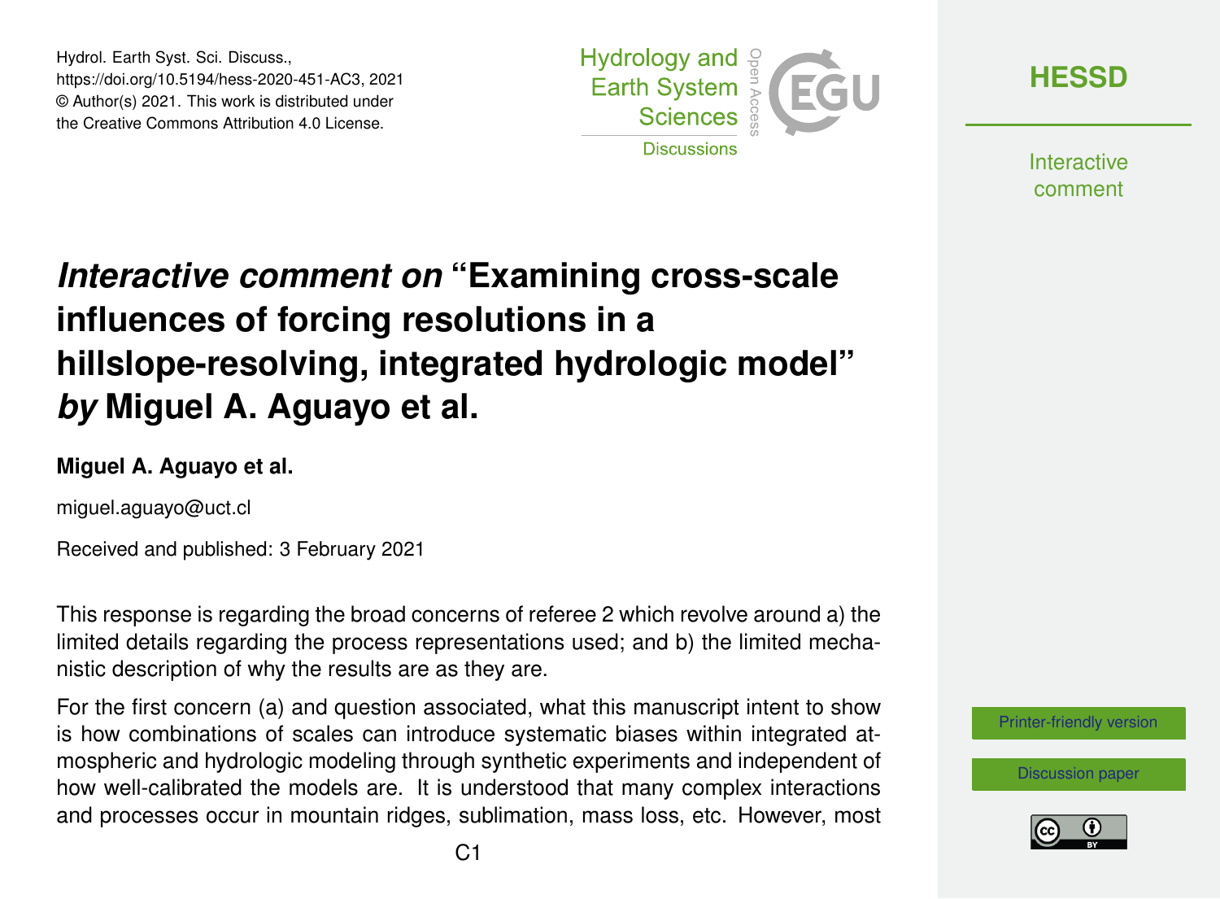# *Interactive comment on* "Examining cross-scale influences of forcing resolutions in a hillslope-resolving, integrated hydrologic model" *by* Miguel A. Aguayo et al.

**Miguel A. Aguayo et al.**

miguel.aguayo@uct.cl

Received and published: 3 February 2021

This response is regarding the broad concerns of referee 2 which revolve around a) the limited details regarding the process representations used; and b) the limited mechanistic description of why the results are as they are.

For the first concern (a) and question associated, what this manuscript intent to show is how combinations of scales can introduce systematic biases within integrated atmospheric and hydrologic modeling through synthetic experiments and independent of how well-calibrated the models are. It is understood that many complex interactions and processes occur in mountain ridges, sublimation, mass loss, etc. However, most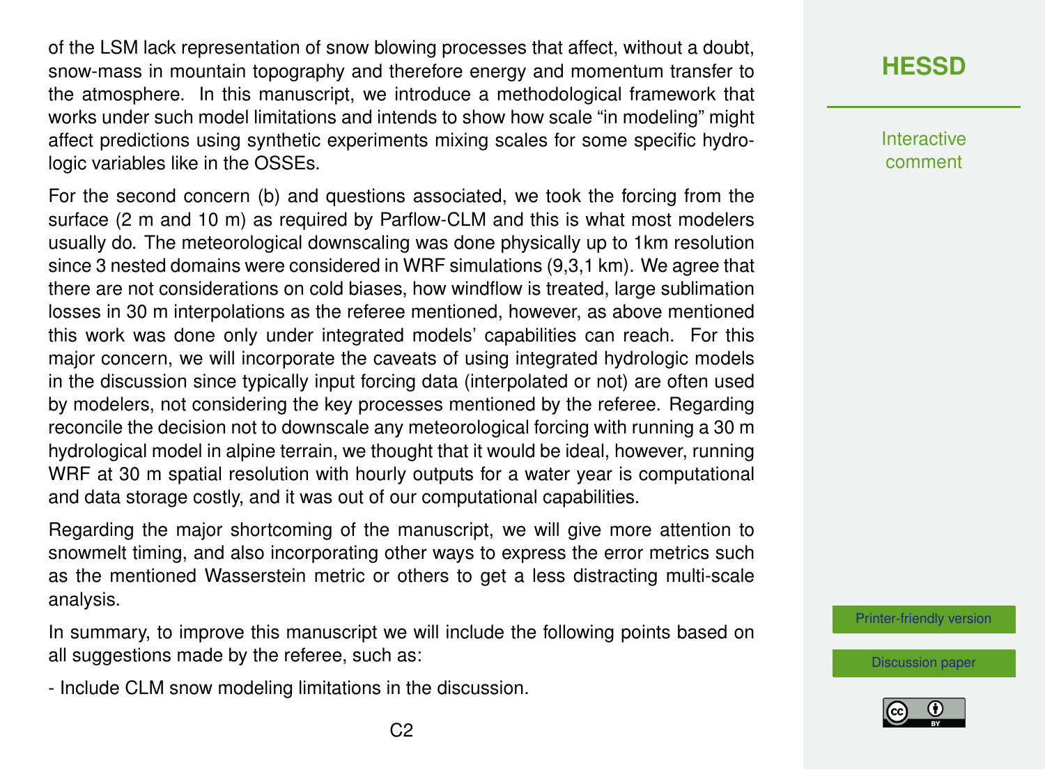of the LSM lack representation of snow blowing processes that affect, without a doubt, snow-mass in mountain topography and therefore energy and momentum transfer to the atmosphere. In this manuscript, we introduce a methodological framework that works under such model limitations and intends to show how scale "in modeling" might affect predictions using synthetic experiments mixing scales for some specific hydrologic variables like in the OSSEs.

For the second concern (b) and questions associated, we took the forcing from the surface (2 m and 10 m) as required by Parflow-CLM and this is what most modelers usually do. The meteorological downscaling was done physically up to 1km resolution since 3 nested domains were considered in WRF simulations (9,3,1 km). We agree that there are not considerations on cold biases, how windflow is treated, large sublimation losses in 30 m interpolations as the referee mentioned, however, as above mentioned this work was done only under integrated models' capabilities can reach. For this major concern, we will incorporate the caveats of using integrated hydrologic models in the discussion since typically input forcing data (interpolated or not) are often used by modelers, not considering the key processes mentioned by the referee. Regarding reconcile the decision not to downscale any meteorological forcing with running a 30 m hydrological model in alpine terrain, we thought that it would be ideal, however, running WRF at 30 m spatial resolution with hourly outputs for a water year is computational and data storage costly, and it was out of our computational capabilities.

Regarding the major shortcoming of the manuscript, we will give more attention to snowmelt timing, and also incorporating other ways to express the error metrics such as the mentioned Wasserstein metric or others to get a less distracting multi-scale analysis.

In summary, to improve this manuscript we will include the following points based on all suggestions made by the referee, such as:

- Include CLM snow modeling limitations in the discussion.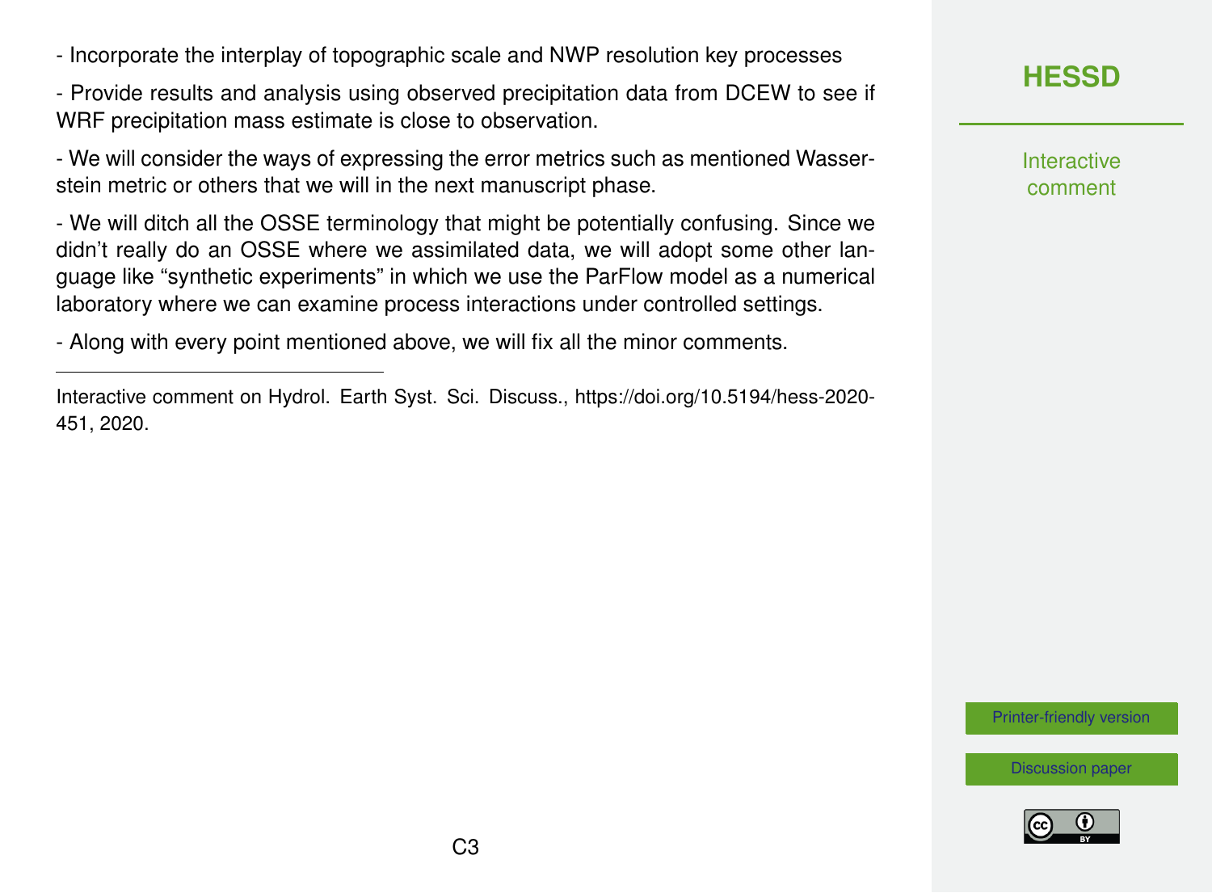- Incorporate the interplay of topographic scale and NWP resolution key processes

- Provide results and analysis using observed precipitation data from DCEW to see if WRF precipitation mass estimate is close to observation.

- We will consider the ways of expressing the error metrics such as mentioned Wasserstein metric or others that we will in the next manuscript phase.

- We will ditch all the OSSE terminology that might be potentially confusing. Since we didn't really do an OSSE where we assimilated data, we will adopt some other language like "synthetic experiments" in which we use the ParFlow model as a numerical laboratory where we can examine process interactions under controlled settings.

- Along with every point mentioned above, we will fix all the minor comments.

---

Interactive comment on Hydrol. Earth Syst. Sci. Discuss., https://doi.org/10.5194/hess-2020-451, 2020.